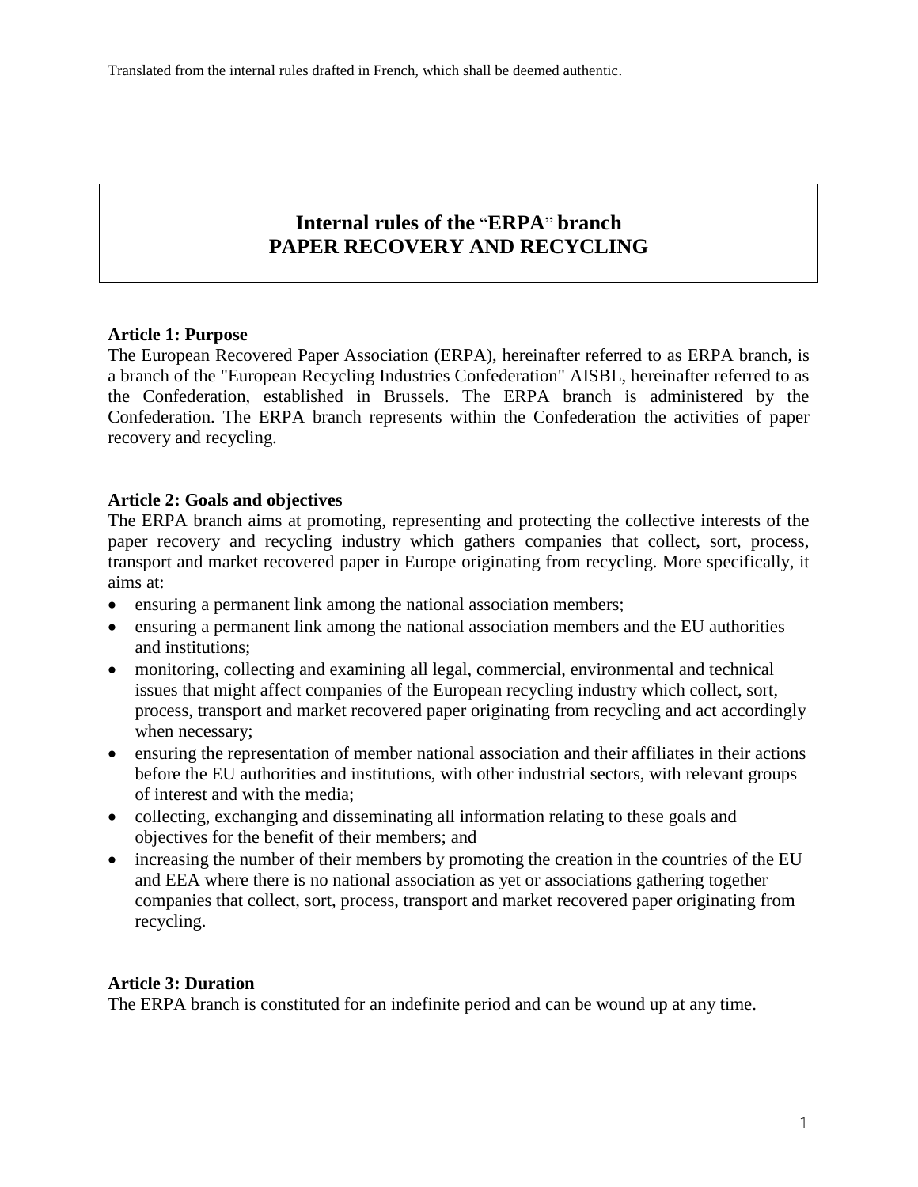Translated from the internal rules drafted in French, which shall be deemed authentic.

# Internal rules of the "ERPA" branch
# PAPER RECOVERY AND RECYCLING

**Article 1: Purpose**

The European Recovered Paper Association (ERPA), hereinafter referred to as ERPA branch, is a branch of the "European Recycling Industries Confederation" AISBL, hereinafter referred to as the Confederation, established in Brussels. The ERPA branch is administered by the Confederation. The ERPA branch represents within the Confederation the activities of paper recovery and recycling.

**Article 2: Goals and objectives**

The ERPA branch aims at promoting, representing and protecting the collective interests of the paper recovery and recycling industry which gathers companies that collect, sort, process, transport and market recovered paper in Europe originating from recycling. More specifically, it aims at:

- ensuring a permanent link among the national association members;
- ensuring a permanent link among the national association members and the EU authorities and institutions;
- monitoring, collecting and examining all legal, commercial, environmental and technical issues that might affect companies of the European recycling industry which collect, sort, process, transport and market recovered paper originating from recycling and act accordingly when necessary;
- ensuring the representation of member national association and their affiliates in their actions before the EU authorities and institutions, with other industrial sectors, with relevant groups of interest and with the media;
- collecting, exchanging and disseminating all information relating to these goals and objectives for the benefit of their members; and
- increasing the number of their members by promoting the creation in the countries of the EU and EEA where there is no national association as yet or associations gathering together companies that collect, sort, process, transport and market recovered paper originating from recycling.

**Article 3: Duration**

The ERPA branch is constituted for an indefinite period and can be wound up at any time.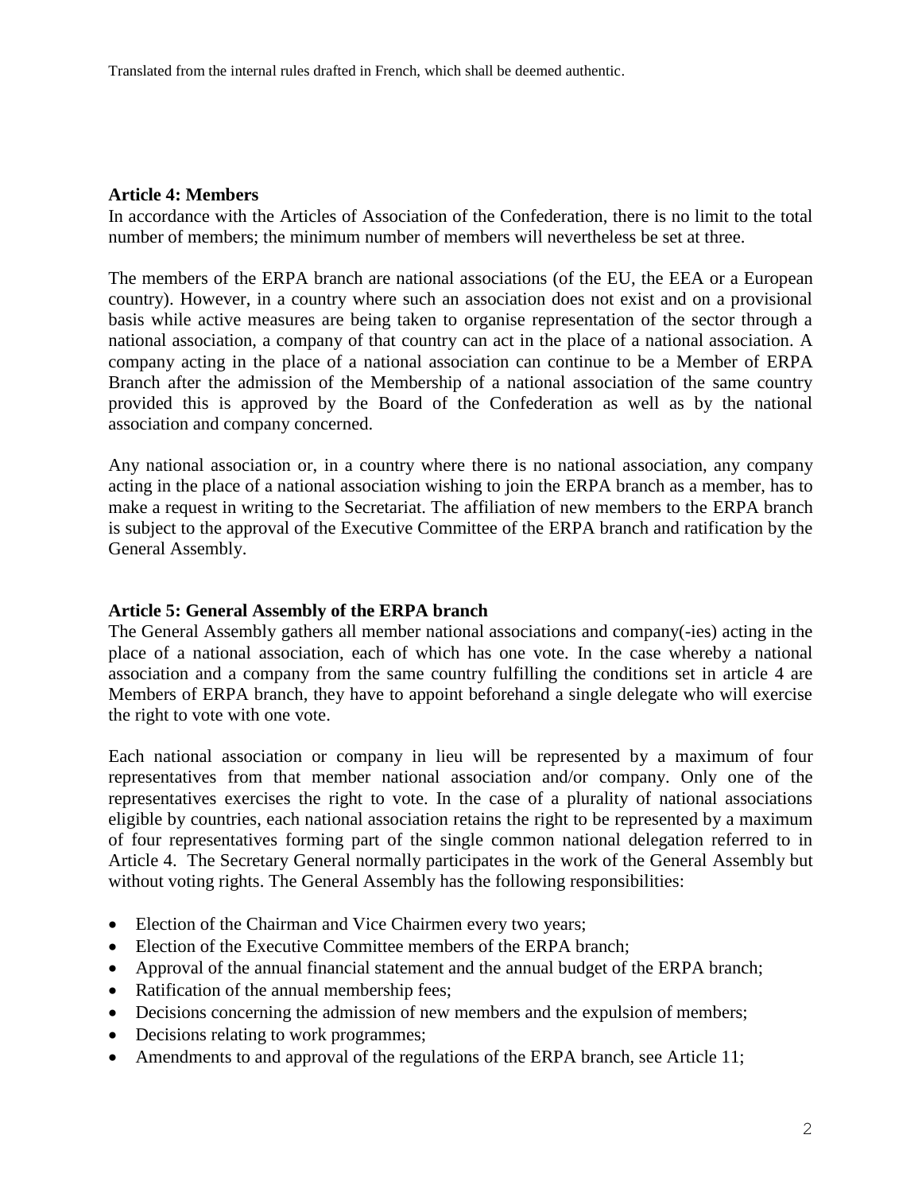Translated from the internal rules drafted in French, which shall be deemed authentic.

**Article 4: Members**

In accordance with the Articles of Association of the Confederation, there is no limit to the total number of members; the minimum number of members will nevertheless be set at three.

The members of the ERPA branch are national associations (of the EU, the EEA or a European country). However, in a country where such an association does not exist and on a provisional basis while active measures are being taken to organise representation of the sector through a national association, a company of that country can act in the place of a national association. A company acting in the place of a national association can continue to be a Member of ERPA Branch after the admission of the Membership of a national association of the same country provided this is approved by the Board of the Confederation as well as by the national association and company concerned.

Any national association or, in a country where there is no national association, any company acting in the place of a national association wishing to join the ERPA branch as a member, has to make a request in writing to the Secretariat. The affiliation of new members to the ERPA branch is subject to the approval of the Executive Committee of the ERPA branch and ratification by the General Assembly.

**Article 5: General Assembly of the ERPA branch**

The General Assembly gathers all member national associations and company(-ies) acting in the place of a national association, each of which has one vote. In the case whereby a national association and a company from the same country fulfilling the conditions set in article 4 are Members of ERPA branch, they have to appoint beforehand a single delegate who will exercise the right to vote with one vote.

Each national association or company in lieu will be represented by a maximum of four representatives from that member national association and/or company. Only one of the representatives exercises the right to vote. In the case of a plurality of national associations eligible by countries, each national association retains the right to be represented by a maximum of four representatives forming part of the single common national delegation referred to in Article 4. The Secretary General normally participates in the work of the General Assembly but without voting rights. The General Assembly has the following responsibilities:

- Election of the Chairman and Vice Chairmen every two years;
- Election of the Executive Committee members of the ERPA branch;
- Approval of the annual financial statement and the annual budget of the ERPA branch;
- Ratification of the annual membership fees;
- Decisions concerning the admission of new members and the expulsion of members;
- Decisions relating to work programmes;
- Amendments to and approval of the regulations of the ERPA branch, see Article 11;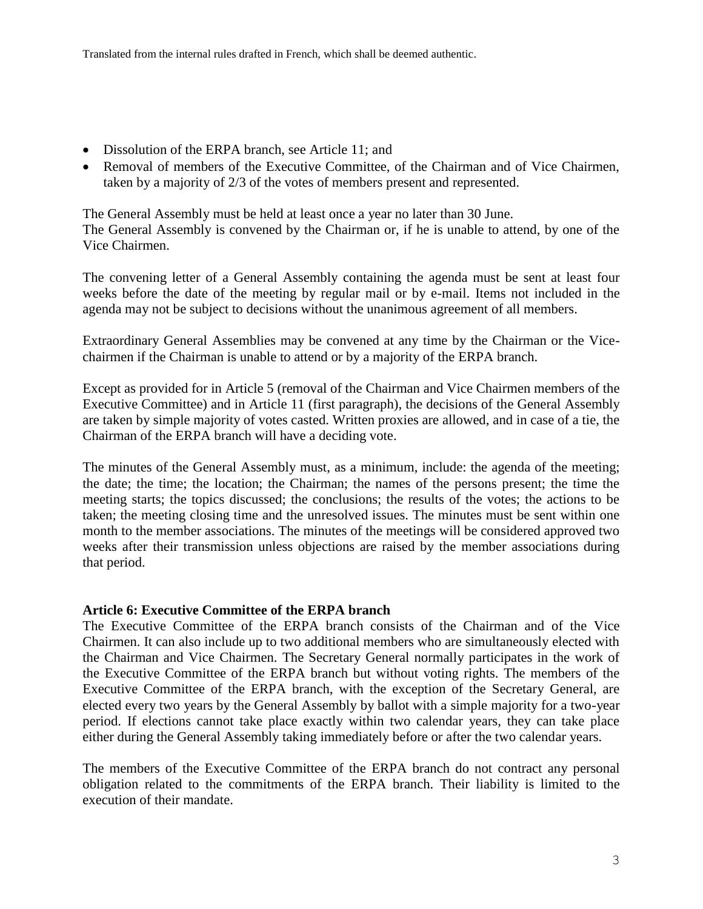- Dissolution of the ERPA branch, see Article 11; and
- Removal of members of the Executive Committee, of the Chairman and of Vice Chairmen, taken by a majority of 2/3 of the votes of members present and represented.

The General Assembly must be held at least once a year no later than 30 June.
The General Assembly is convened by the Chairman or, if he is unable to attend, by one of the Vice Chairmen.

The convening letter of a General Assembly containing the agenda must be sent at least four weeks before the date of the meeting by regular mail or by e-mail. Items not included in the agenda may not be subject to decisions without the unanimous agreement of all members.

Extraordinary General Assemblies may be convened at any time by the Chairman or the Vice-chairmen if the Chairman is unable to attend or by a majority of the ERPA branch.

Except as provided for in Article 5 (removal of the Chairman and Vice Chairmen members of the Executive Committee) and in Article 11 (first paragraph), the decisions of the General Assembly are taken by simple majority of votes casted. Written proxies are allowed, and in case of a tie, the Chairman of the ERPA branch will have a deciding vote.

The minutes of the General Assembly must, as a minimum, include: the agenda of the meeting; the date; the time; the location; the Chairman; the names of the persons present; the time the meeting starts; the topics discussed; the conclusions; the results of the votes; the actions to be taken; the meeting closing time and the unresolved issues. The minutes must be sent within one month to the member associations. The minutes of the meetings will be considered approved two weeks after their transmission unless objections are raised by the member associations during that period.

**Article 6: Executive Committee of the ERPA branch**

The Executive Committee of the ERPA branch consists of the Chairman and of the Vice Chairmen. It can also include up to two additional members who are simultaneously elected with the Chairman and Vice Chairmen. The Secretary General normally participates in the work of the Executive Committee of the ERPA branch but without voting rights. The members of the Executive Committee of the ERPA branch, with the exception of the Secretary General, are elected every two years by the General Assembly by ballot with a simple majority for a two-year period. If elections cannot take place exactly within two calendar years, they can take place either during the General Assembly taking immediately before or after the two calendar years.

The members of the Executive Committee of the ERPA branch do not contract any personal obligation related to the commitments of the ERPA branch. Their liability is limited to the execution of their mandate.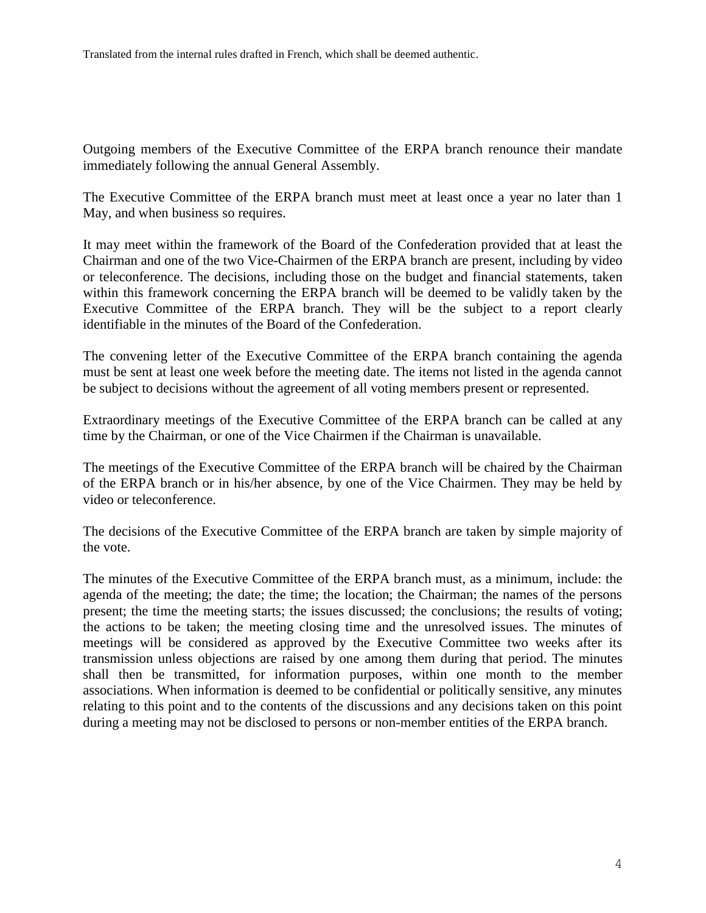Outgoing members of the Executive Committee of the ERPA branch renounce their mandate immediately following the annual General Assembly.

The Executive Committee of the ERPA branch must meet at least once a year no later than 1 May, and when business so requires.

It may meet within the framework of the Board of the Confederation provided that at least the Chairman and one of the two Vice-Chairmen of the ERPA branch are present, including by video or teleconference. The decisions, including those on the budget and financial statements, taken within this framework concerning the ERPA branch will be deemed to be validly taken by the Executive Committee of the ERPA branch. They will be the subject to a report clearly identifiable in the minutes of the Board of the Confederation.

The convening letter of the Executive Committee of the ERPA branch containing the agenda must be sent at least one week before the meeting date. The items not listed in the agenda cannot be subject to decisions without the agreement of all voting members present or represented.

Extraordinary meetings of the Executive Committee of the ERPA branch can be called at any time by the Chairman, or one of the Vice Chairmen if the Chairman is unavailable.

The meetings of the Executive Committee of the ERPA branch will be chaired by the Chairman of the ERPA branch or in his/her absence, by one of the Vice Chairmen. They may be held by video or teleconference.

The decisions of the Executive Committee of the ERPA branch are taken by simple majority of the vote.

The minutes of the Executive Committee of the ERPA branch must, as a minimum, include: the agenda of the meeting; the date; the time; the location; the Chairman; the names of the persons present; the time the meeting starts; the issues discussed; the conclusions; the results of voting; the actions to be taken; the meeting closing time and the unresolved issues. The minutes of meetings will be considered as approved by the Executive Committee two weeks after its transmission unless objections are raised by one among them during that period. The minutes shall then be transmitted, for information purposes, within one month to the member associations. When information is deemed to be confidential or politically sensitive, any minutes relating to this point and to the contents of the discussions and any decisions taken on this point during a meeting may not be disclosed to persons or non-member entities of the ERPA branch.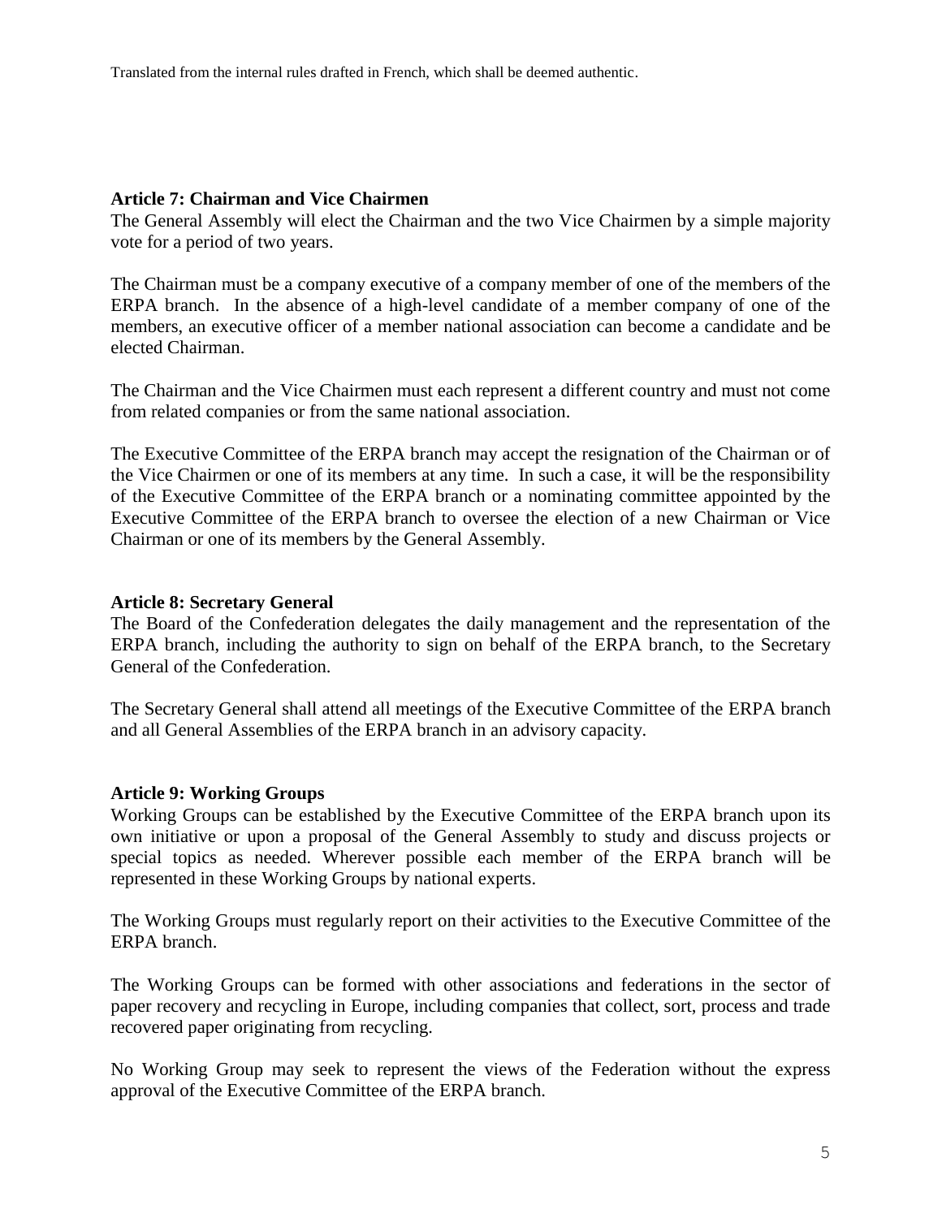Translated from the internal rules drafted in French, which shall be deemed authentic.

**Article 7: Chairman and Vice Chairmen**

The General Assembly will elect the Chairman and the two Vice Chairmen by a simple majority vote for a period of two years.

The Chairman must be a company executive of a company member of one of the members of the ERPA branch. In the absence of a high-level candidate of a member company of one of the members, an executive officer of a member national association can become a candidate and be elected Chairman.

The Chairman and the Vice Chairmen must each represent a different country and must not come from related companies or from the same national association.

The Executive Committee of the ERPA branch may accept the resignation of the Chairman or of the Vice Chairmen or one of its members at any time. In such a case, it will be the responsibility of the Executive Committee of the ERPA branch or a nominating committee appointed by the Executive Committee of the ERPA branch to oversee the election of a new Chairman or Vice Chairman or one of its members by the General Assembly.

**Article 8: Secretary General**

The Board of the Confederation delegates the daily management and the representation of the ERPA branch, including the authority to sign on behalf of the ERPA branch, to the Secretary General of the Confederation.

The Secretary General shall attend all meetings of the Executive Committee of the ERPA branch and all General Assemblies of the ERPA branch in an advisory capacity.

**Article 9: Working Groups**

Working Groups can be established by the Executive Committee of the ERPA branch upon its own initiative or upon a proposal of the General Assembly to study and discuss projects or special topics as needed. Wherever possible each member of the ERPA branch will be represented in these Working Groups by national experts.

The Working Groups must regularly report on their activities to the Executive Committee of the ERPA branch.

The Working Groups can be formed with other associations and federations in the sector of paper recovery and recycling in Europe, including companies that collect, sort, process and trade recovered paper originating from recycling.

No Working Group may seek to represent the views of the Federation without the express approval of the Executive Committee of the ERPA branch.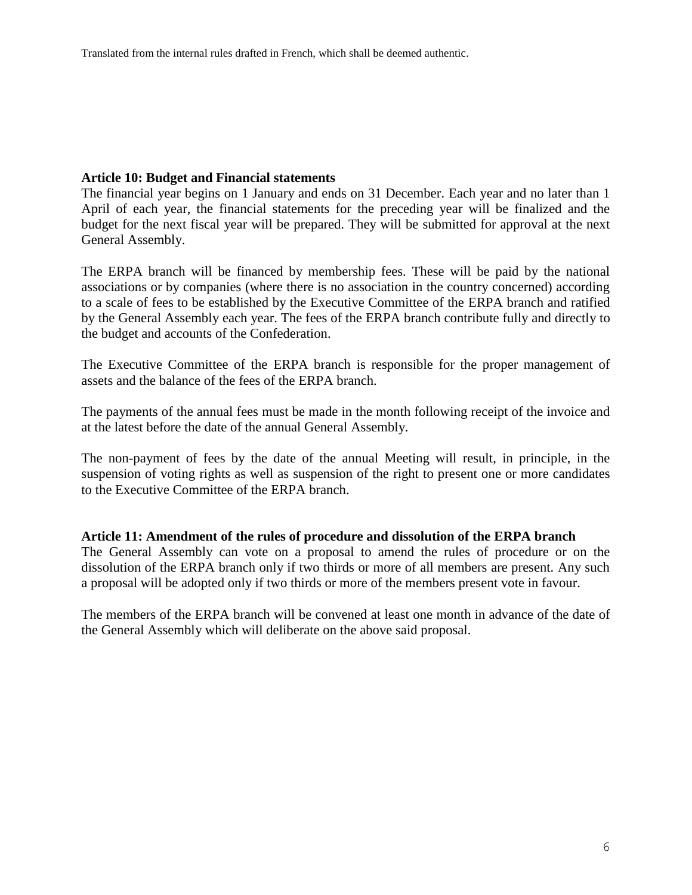Translated from the internal rules drafted in French, which shall be deemed authentic.

**Article 10: Budget and Financial statements**

The financial year begins on 1 January and ends on 31 December. Each year and no later than 1 April of each year, the financial statements for the preceding year will be finalized and the budget for the next fiscal year will be prepared. They will be submitted for approval at the next General Assembly.

The ERPA branch will be financed by membership fees. These will be paid by the national associations or by companies (where there is no association in the country concerned) according to a scale of fees to be established by the Executive Committee of the ERPA branch and ratified by the General Assembly each year. The fees of the ERPA branch contribute fully and directly to the budget and accounts of the Confederation.

The Executive Committee of the ERPA branch is responsible for the proper management of assets and the balance of the fees of the ERPA branch.

The payments of the annual fees must be made in the month following receipt of the invoice and at the latest before the date of the annual General Assembly.

The non-payment of fees by the date of the annual Meeting will result, in principle, in the suspension of voting rights as well as suspension of the right to present one or more candidates to the Executive Committee of the ERPA branch.

**Article 11: Amendment of the rules of procedure and dissolution of the ERPA branch**

The General Assembly can vote on a proposal to amend the rules of procedure or on the dissolution of the ERPA branch only if two thirds or more of all members are present. Any such a proposal will be adopted only if two thirds or more of the members present vote in favour.

The members of the ERPA branch will be convened at least one month in advance of the date of the General Assembly which will deliberate on the above said proposal.